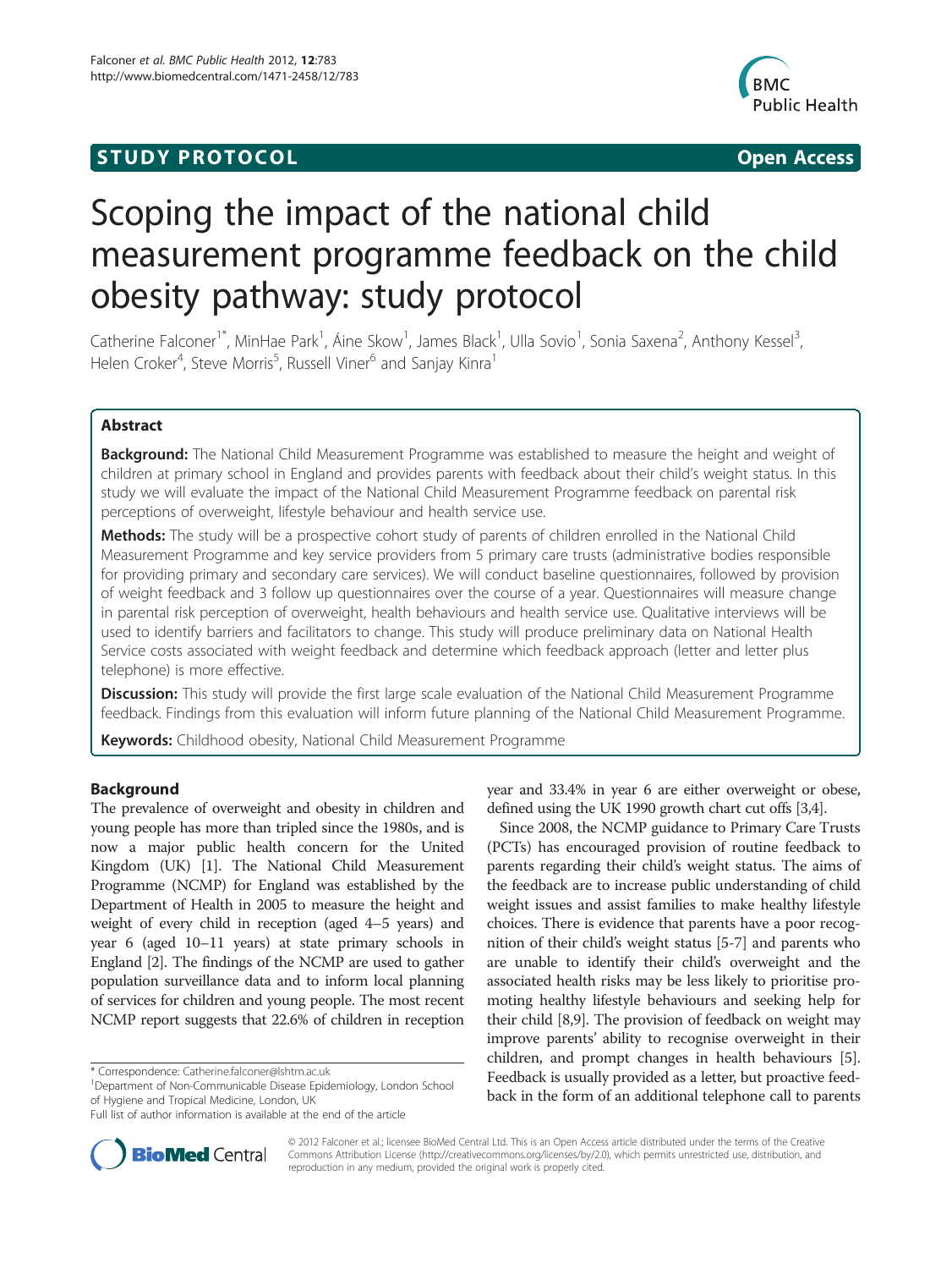STUDY PROTOCOL Open Access

# Scoping the impact of the national child measurement programme feedback on the child obesity pathway: study protocol

Catherine Falconer[1*], MinHae Park[1], Áine Skow[1], James Black[1], Ulla Sovio[1], Sonia Saxena[2], Anthony Kessel[3], Helen Croker[4], Steve Morris[5], Russell Viner[6] and Sanjay Kinra[1]

## Abstract

**Background:** The National Child Measurement Programme was established to measure the height and weight of children at primary school in England and provides parents with feedback about their child's weight status. In this study we will evaluate the impact of the National Child Measurement Programme feedback on parental risk perceptions of overweight, lifestyle behaviour and health service use.

**Methods:** The study will be a prospective cohort study of parents of children enrolled in the National Child Measurement Programme and key service providers from 5 primary care trusts (administrative bodies responsible for providing primary and secondary care services). We will conduct baseline questionnaires, followed by provision of weight feedback and 3 follow up questionnaires over the course of a year. Questionnaires will measure change in parental risk perception of overweight, health behaviours and health service use. Qualitative interviews will be used to identify barriers and facilitators to change. This study will produce preliminary data on National Health Service costs associated with weight feedback and determine which feedback approach (letter and letter plus telephone) is more effective.

**Discussion:** This study will provide the first large scale evaluation of the National Child Measurement Programme feedback. Findings from this evaluation will inform future planning of the National Child Measurement Programme.

**Keywords:** Childhood obesity, National Child Measurement Programme

## Background

The prevalence of overweight and obesity in children and young people has more than tripled since the 1980s, and is now a major public health concern for the United Kingdom (UK) [1]. The National Child Measurement Programme (NCMP) for England was established by the Department of Health in 2005 to measure the height and weight of every child in reception (aged 4–5 years) and year 6 (aged 10–11 years) at state primary schools in England [2]. The findings of the NCMP are used to gather population surveillance data and to inform local planning of services for children and young people. The most recent NCMP report suggests that 22.6% of children in reception year and 33.4% in year 6 are either overweight or obese, defined using the UK 1990 growth chart cut offs [3,4].

Since 2008, the NCMP guidance to Primary Care Trusts (PCTs) has encouraged provision of routine feedback to parents regarding their child's weight status. The aims of the feedback are to increase public understanding of child weight issues and assist families to make healthy lifestyle choices. There is evidence that parents have a poor recognition of their child's weight status [5-7] and parents who are unable to identify their child's overweight and the associated health risks may be less likely to prioritise promoting healthy lifestyle behaviours and seeking help for their child [8,9]. The provision of feedback on weight may improve parents' ability to recognise overweight in their children, and prompt changes in health behaviours [5]. Feedback is usually provided as a letter, but proactive feedback in the form of an additional telephone call to parents

\* Correspondence: Catherine.falconer@lshtm.ac.uk
[1]Department of Non-Communicable Disease Epidemiology, London School of Hygiene and Tropical Medicine, London, UK
Full list of author information is available at the end of the article

© 2012 Falconer et al.; licensee BioMed Central Ltd. This is an Open Access article distributed under the terms of the Creative Commons Attribution License (http://creativecommons.org/licenses/by/2.0), which permits unrestricted use, distribution, and reproduction in any medium, provided the original work is properly cited.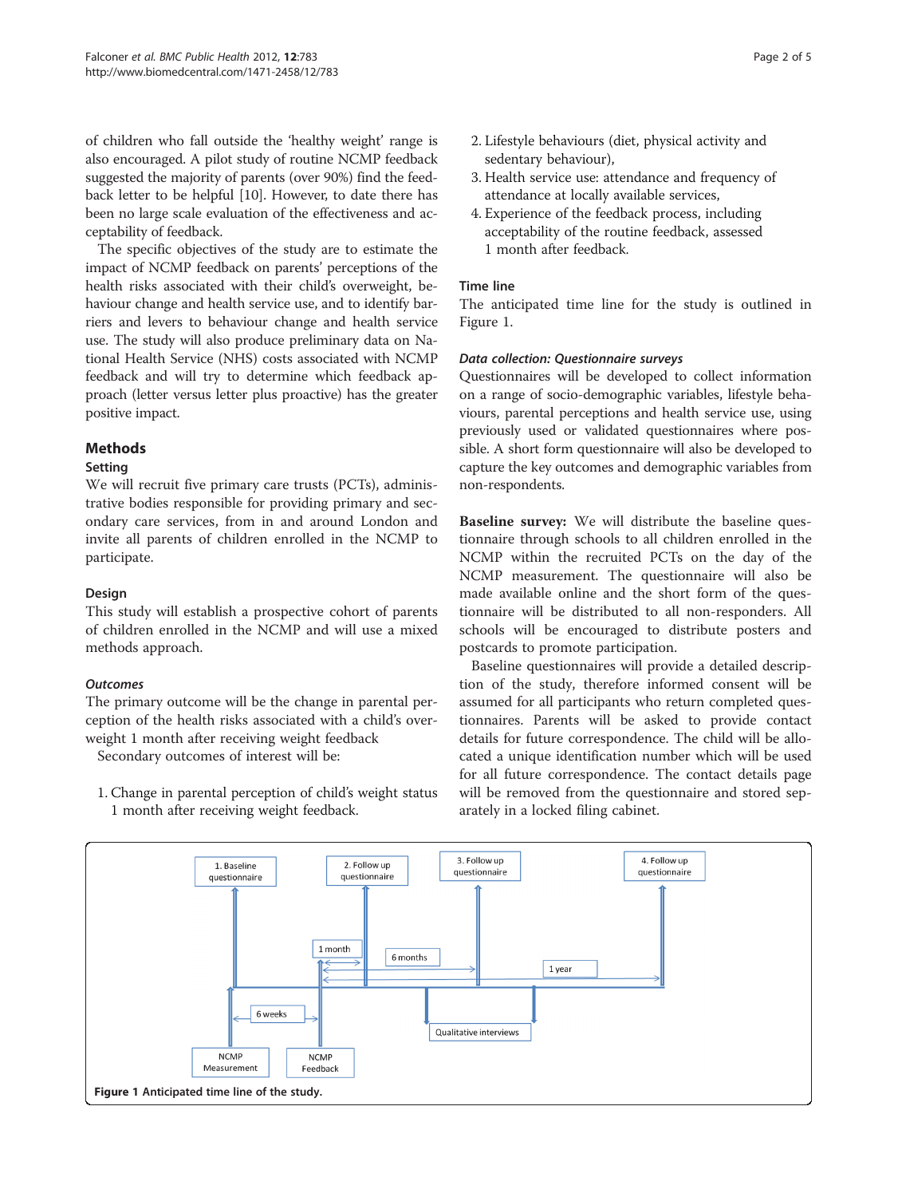of children who fall outside the 'healthy weight' range is also encouraged. A pilot study of routine NCMP feedback suggested the majority of parents (over 90%) find the feedback letter to be helpful [10]. However, to date there has been no large scale evaluation of the effectiveness and acceptability of feedback.

The specific objectives of the study are to estimate the impact of NCMP feedback on parents' perceptions of the health risks associated with their child's overweight, behaviour change and health service use, and to identify barriers and levers to behaviour change and health service use. The study will also produce preliminary data on National Health Service (NHS) costs associated with NCMP feedback and will try to determine which feedback approach (letter versus letter plus proactive) has the greater positive impact.

## Methods

### Setting

We will recruit five primary care trusts (PCTs), administrative bodies responsible for providing primary and secondary care services, from in and around London and invite all parents of children enrolled in the NCMP to participate.

### Design

This study will establish a prospective cohort of parents of children enrolled in the NCMP and will use a mixed methods approach.

#### *Outcomes*

The primary outcome will be the change in parental perception of the health risks associated with a child's overweight 1 month after receiving weight feedback

Secondary outcomes of interest will be:

1. Change in parental perception of child's weight status 1 month after receiving weight feedback.
2. Lifestyle behaviours (diet, physical activity and sedentary behaviour),
3. Health service use: attendance and frequency of attendance at locally available services,
4. Experience of the feedback process, including acceptability of the routine feedback, assessed 1 month after feedback.

### Time line

The anticipated time line for the study is outlined in Figure 1.

#### *Data collection: Questionnaire surveys*

Questionnaires will be developed to collect information on a range of socio-demographic variables, lifestyle behaviours, parental perceptions and health service use, using previously used or validated questionnaires where possible. A short form questionnaire will also be developed to capture the key outcomes and demographic variables from non-respondents.

**Baseline survey:** We will distribute the baseline questionnaire through schools to all children enrolled in the NCMP within the recruited PCTs on the day of the NCMP measurement. The questionnaire will also be made available online and the short form of the questionnaire will be distributed to all non-responders. All schools will be encouraged to distribute posters and postcards to promote participation.

Baseline questionnaires will provide a detailed description of the study, therefore informed consent will be assumed for all participants who return completed questionnaires. Parents will be asked to provide contact details for future correspondence. The child will be allocated a unique identification number which will be used for all future correspondence. The contact details page will be removed from the questionnaire and stored separately in a locked filing cabinet.

**Figure 1** Anticipated time line of the study.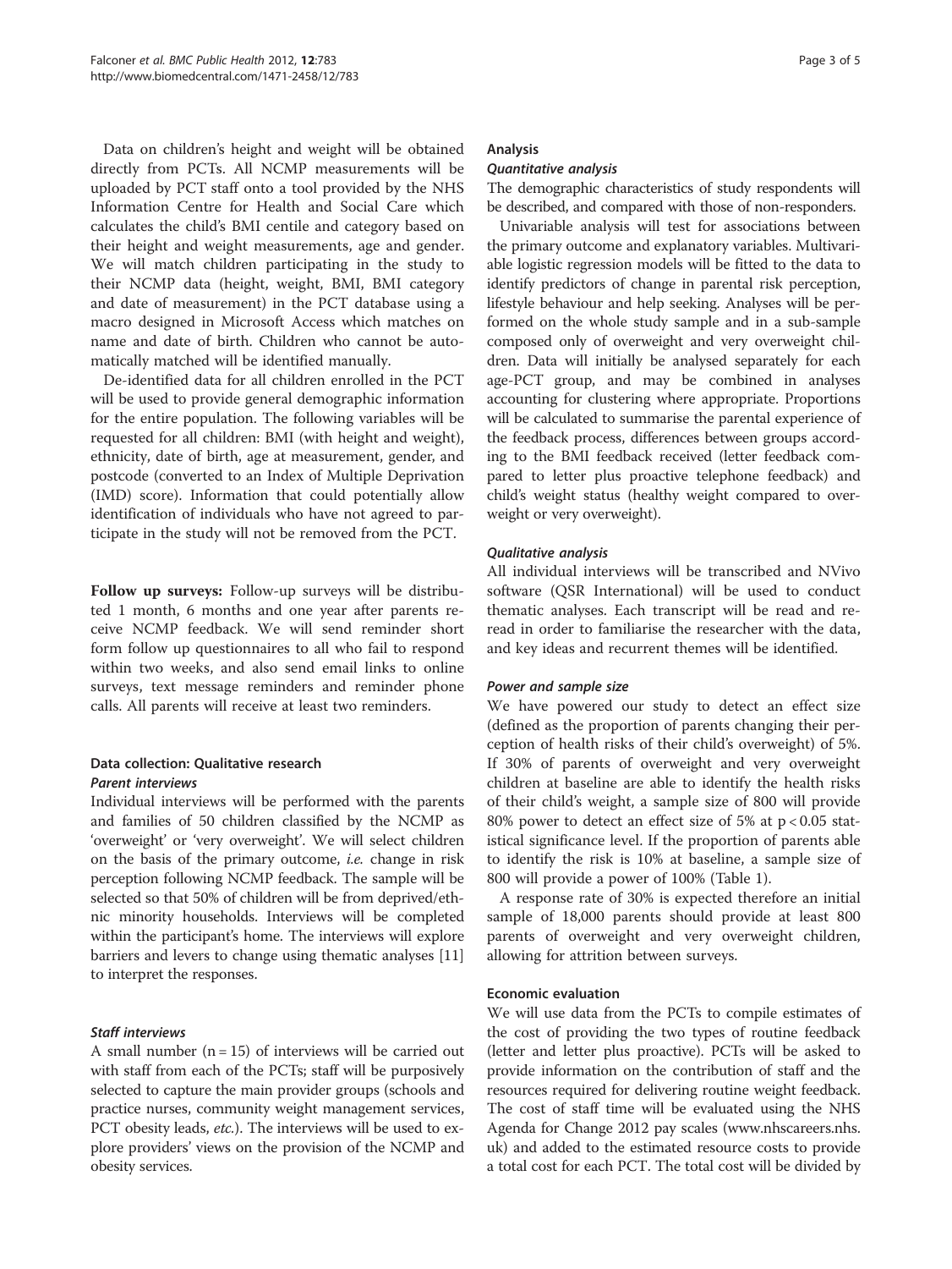Data on children's height and weight will be obtained directly from PCTs. All NCMP measurements will be uploaded by PCT staff onto a tool provided by the NHS Information Centre for Health and Social Care which calculates the child's BMI centile and category based on their height and weight measurements, age and gender. We will match children participating in the study to their NCMP data (height, weight, BMI, BMI category and date of measurement) in the PCT database using a macro designed in Microsoft Access which matches on name and date of birth. Children who cannot be automatically matched will be identified manually.

De-identified data for all children enrolled in the PCT will be used to provide general demographic information for the entire population. The following variables will be requested for all children: BMI (with height and weight), ethnicity, date of birth, age at measurement, gender, and postcode (converted to an Index of Multiple Deprivation (IMD) score). Information that could potentially allow identification of individuals who have not agreed to participate in the study will not be removed from the PCT.

**Follow up surveys:** Follow-up surveys will be distributed 1 month, 6 months and one year after parents receive NCMP feedback. We will send reminder short form follow up questionnaires to all who fail to respond within two weeks, and also send email links to online surveys, text message reminders and reminder phone calls. All parents will receive at least two reminders.

### Data collection: Qualitative research

#### *Parent interviews*

Individual interviews will be performed with the parents and families of 50 children classified by the NCMP as 'overweight' or 'very overweight'. We will select children on the basis of the primary outcome, *i.e.* change in risk perception following NCMP feedback. The sample will be selected so that 50% of children will be from deprived/ethnic minority households. Interviews will be completed within the participant's home. The interviews will explore barriers and levers to change using thematic analyses [11] to interpret the responses.

#### *Staff interviews*

A small number (n = 15) of interviews will be carried out with staff from each of the PCTs; staff will be purposively selected to capture the main provider groups (schools and practice nurses, community weight management services, PCT obesity leads, *etc.*). The interviews will be used to explore providers' views on the provision of the NCMP and obesity services.

### Analysis

#### *Quantitative analysis*

The demographic characteristics of study respondents will be described, and compared with those of non-responders.

Univariable analysis will test for associations between the primary outcome and explanatory variables. Multivariable logistic regression models will be fitted to the data to identify predictors of change in parental risk perception, lifestyle behaviour and help seeking. Analyses will be performed on the whole study sample and in a sub-sample composed only of overweight and very overweight children. Data will initially be analysed separately for each age-PCT group, and may be combined in analyses accounting for clustering where appropriate. Proportions will be calculated to summarise the parental experience of the feedback process, differences between groups according to the BMI feedback received (letter feedback compared to letter plus proactive telephone feedback) and child's weight status (healthy weight compared to overweight or very overweight).

#### *Qualitative analysis*

All individual interviews will be transcribed and NVivo software (QSR International) will be used to conduct thematic analyses. Each transcript will be read and re-read in order to familiarise the researcher with the data, and key ideas and recurrent themes will be identified.

#### *Power and sample size*

We have powered our study to detect an effect size (defined as the proportion of parents changing their perception of health risks of their child's overweight) of 5%. If 30% of parents of overweight and very overweight children at baseline are able to identify the health risks of their child's weight, a sample size of 800 will provide 80% power to detect an effect size of 5% at $p < 0.05$ statistical significance level. If the proportion of parents able to identify the risk is 10% at baseline, a sample size of 800 will provide a power of 100% (Table 1).

A response rate of 30% is expected therefore an initial sample of 18,000 parents should provide at least 800 parents of overweight and very overweight children, allowing for attrition between surveys.

### Economic evaluation

We will use data from the PCTs to compile estimates of the cost of providing the two types of routine feedback (letter and letter plus proactive). PCTs will be asked to provide information on the contribution of staff and the resources required for delivering routine weight feedback. The cost of staff time will be evaluated using the NHS Agenda for Change 2012 pay scales (www.nhscareers.nhs.uk) and added to the estimated resource costs to provide a total cost for each PCT. The total cost will be divided by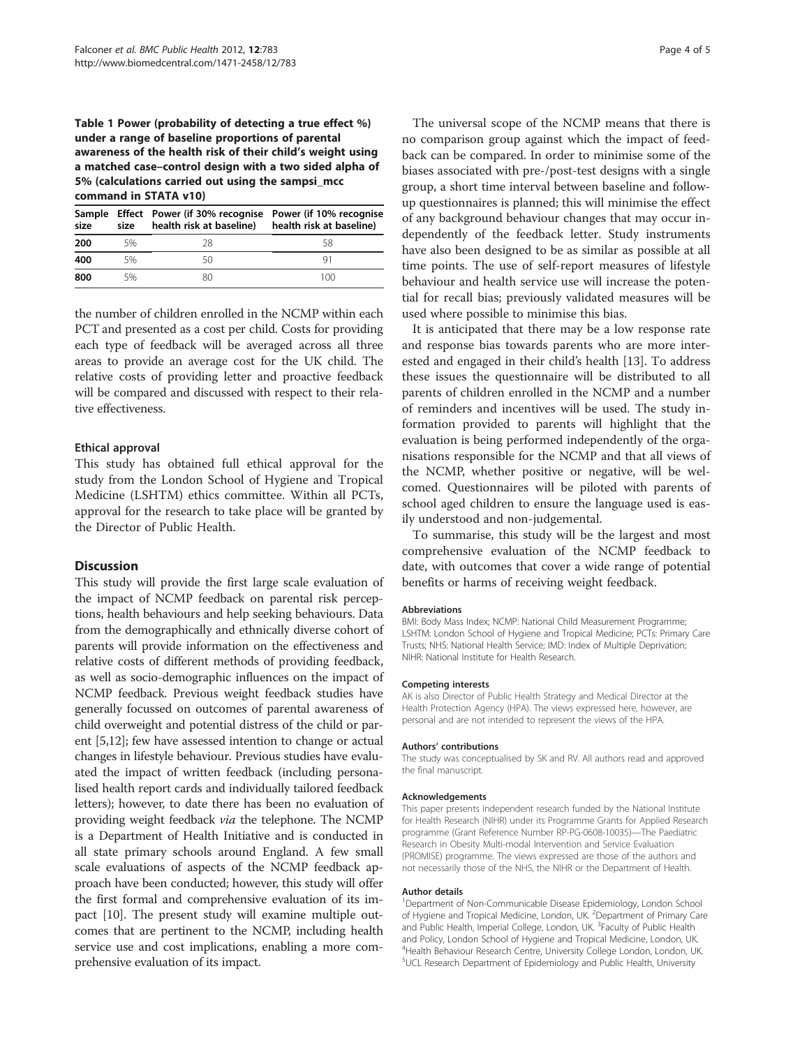**Table 1 Power (probability of detecting a true effect %) under a range of baseline proportions of parental awareness of the health risk of their child's weight using a matched case–control design with a two sided alpha of 5% (calculations carried out using the sampsi_mcc command in STATA v10)**

| Sample size | Effect size | Power (if 30% recognise health risk at baseline) | Power (if 10% recognise health risk at baseline) |
|---|---|---|---|
| **200** | 5% | 28 | 58 |
| **400** | 5% | 50 | 91 |
| **800** | 5% | 80 | 100 |

the number of children enrolled in the NCMP within each PCT and presented as a cost per child. Costs for providing each type of feedback will be averaged across all three areas to provide an average cost for the UK child. The relative costs of providing letter and proactive feedback will be compared and discussed with respect to their relative effectiveness.

### Ethical approval

This study has obtained full ethical approval for the study from the London School of Hygiene and Tropical Medicine (LSHTM) ethics committee. Within all PCTs, approval for the research to take place will be granted by the Director of Public Health.

## Discussion

This study will provide the first large scale evaluation of the impact of NCMP feedback on parental risk perceptions, health behaviours and help seeking behaviours. Data from the demographically and ethnically diverse cohort of parents will provide information on the effectiveness and relative costs of different methods of providing feedback, as well as socio-demographic influences on the impact of NCMP feedback. Previous weight feedback studies have generally focussed on outcomes of parental awareness of child overweight and potential distress of the child or parent [5,12]; few have assessed intention to change or actual changes in lifestyle behaviour. Previous studies have evaluated the impact of written feedback (including personalised health report cards and individually tailored feedback letters); however, to date there has been no evaluation of providing weight feedback *via* the telephone. The NCMP is a Department of Health Initiative and is conducted in all state primary schools around England. A few small scale evaluations of aspects of the NCMP feedback approach have been conducted; however, this study will offer the first formal and comprehensive evaluation of its impact [10]. The present study will examine multiple outcomes that are pertinent to the NCMP, including health service use and cost implications, enabling a more comprehensive evaluation of its impact.

The universal scope of the NCMP means that there is no comparison group against which the impact of feedback can be compared. In order to minimise some of the biases associated with pre-/post-test designs with a single group, a short time interval between baseline and follow-up questionnaires is planned; this will minimise the effect of any background behaviour changes that may occur independently of the feedback letter. Study instruments have also been designed to be as similar as possible at all time points. The use of self-report measures of lifestyle behaviour and health service use will increase the potential for recall bias; previously validated measures will be used where possible to minimise this bias.

It is anticipated that there may be a low response rate and response bias towards parents who are more interested and engaged in their child's health [13]. To address these issues the questionnaire will be distributed to all parents of children enrolled in the NCMP and a number of reminders and incentives will be used. The study information provided to parents will highlight that the evaluation is being performed independently of the organisations responsible for the NCMP and that all views of the NCMP, whether positive or negative, will be welcomed. Questionnaires will be piloted with parents of school aged children to ensure the language used is easily understood and non-judgemental.

To summarise, this study will be the largest and most comprehensive evaluation of the NCMP feedback to date, with outcomes that cover a wide range of potential benefits or harms of receiving weight feedback.

#### Abbreviations

BMI: Body Mass Index; NCMP: National Child Measurement Programme; LSHTM: London School of Hygiene and Tropical Medicine; PCTs: Primary Care Trusts; NHS: National Health Service; IMD: Index of Multiple Deprivation; NIHR: National Institute for Health Research.

#### Competing interests

AK is also Director of Public Health Strategy and Medical Director at the Health Protection Agency (HPA). The views expressed here, however, are personal and are not intended to represent the views of the HPA.

#### Authors' contributions

The study was conceptualised by SK and RV. All authors read and approved the final manuscript.

#### Acknowledgements

This paper presents independent research funded by the National Institute for Health Research (NIHR) under its Programme Grants for Applied Research programme (Grant Reference Number RP-PG-0608-10035)—The Paediatric Research in Obesity Multi-modal Intervention and Service Evaluation (PROMISE) programme. The views expressed are those of the authors and not necessarily those of the NHS, the NIHR or the Department of Health.

#### Author details

[1]Department of Non-Communicable Disease Epidemiology, London School of Hygiene and Tropical Medicine, London, UK. [2]Department of Primary Care and Public Health, Imperial College, London, UK. [3]Faculty of Public Health and Policy, London School of Hygiene and Tropical Medicine, London, UK. [4]Health Behaviour Research Centre, University College London, London, UK. [5]UCL Research Department of Epidemiology and Public Health, University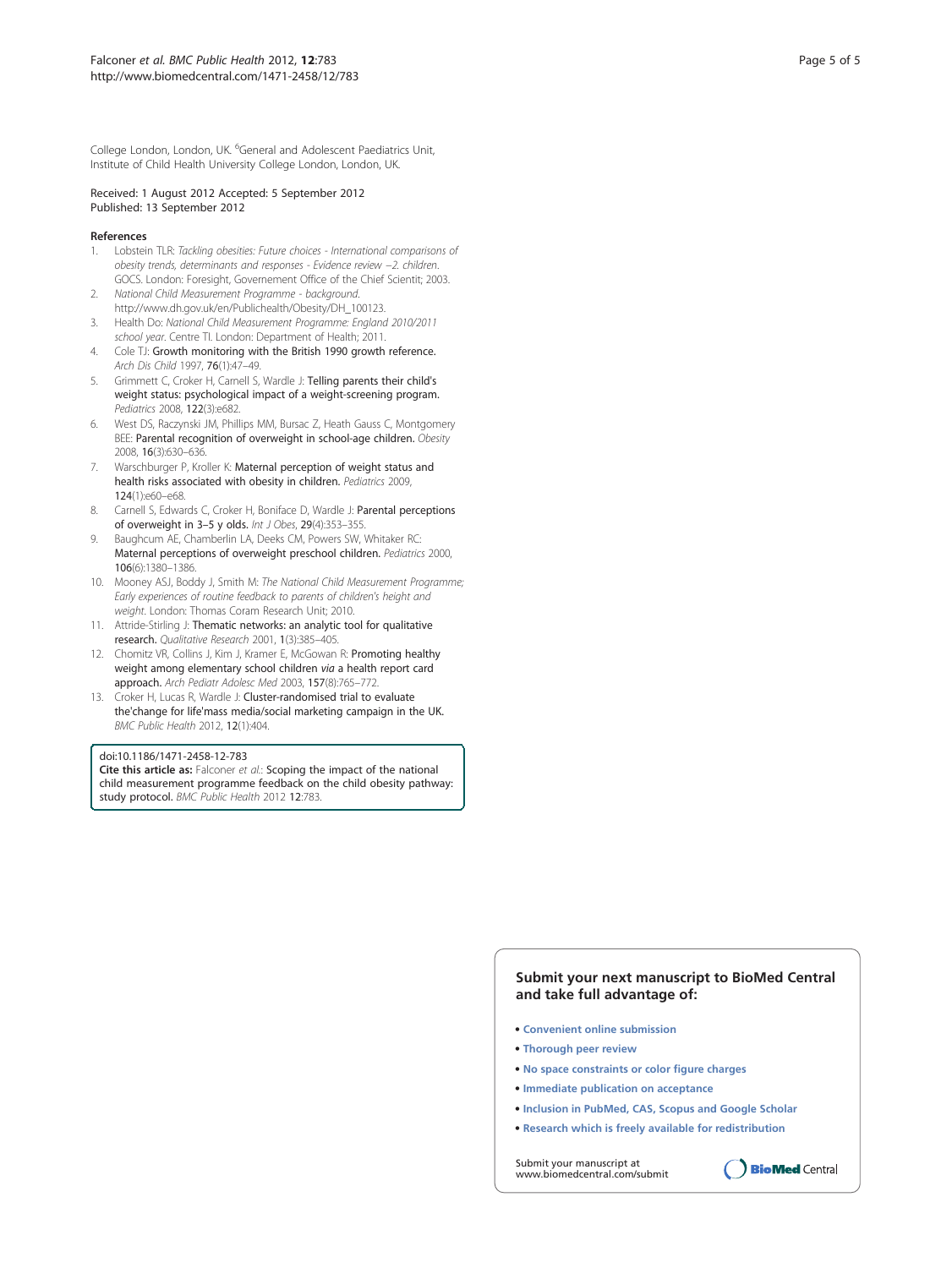College London, London, UK. [6]General and Adolescent Paediatrics Unit, Institute of Child Health University College London, London, UK.

Received: 1 August 2012 Accepted: 5 September 2012
Published: 13 September 2012

## References

1. Lobstein TLR: *Tackling obesities: Future choices - International comparisons of obesity trends, determinants and responses - Evidence review –2. children*. GOCS. London: Foresight, Governement Office of the Chief Scientit; 2003.
2. *National Child Measurement Programme - background*. http://www.dh.gov.uk/en/Publichealth/Obesity/DH_100123.
3. Health Do: *National Child Measurement Programme: England 2010/2011 school year*. Centre TI. London: Department of Health; 2011.
4. Cole TJ: **Growth monitoring with the British 1990 growth reference.** *Arch Dis Child* 1997, **76**(1):47–49.
5. Grimmett C, Croker H, Carnell S, Wardle J: **Telling parents their child's weight status: psychological impact of a weight-screening program.** *Pediatrics* 2008, **122**(3):e682.
6. West DS, Raczynski JM, Phillips MM, Bursac Z, Heath Gauss C, Montgomery BEE: **Parental recognition of overweight in school-age children.** *Obesity* 2008, **16**(3):630–636.
7. Warschburger P, Kroller K: **Maternal perception of weight status and health risks associated with obesity in children.** *Pediatrics* 2009, **124**(1):e60–e68.
8. Carnell S, Edwards C, Croker H, Boniface D, Wardle J: **Parental perceptions of overweight in 3–5 y olds.** *Int J Obes*, **29**(4):353–355.
9. Baughcum AE, Chamberlin LA, Deeks CM, Powers SW, Whitaker RC: **Maternal perceptions of overweight preschool children.** *Pediatrics* 2000, **106**(6):1380–1386.
10. Mooney ASJ, Boddy J, Smith M: *The National Child Measurement Programme; Early experiences of routine feedback to parents of children's height and weight*. London: Thomas Coram Research Unit; 2010.
11. Attride-Stirling J: **Thematic networks: an analytic tool for qualitative research.** *Qualitative Research* 2001, **1**(3):385–405.
12. Chomitz VR, Collins J, Kim J, Kramer E, McGowan R: **Promoting healthy weight among elementary school children *via* a health report card approach.** *Arch Pediatr Adolesc Med* 2003, **157**(8):765–772.
13. Croker H, Lucas R, Wardle J: **Cluster-randomised trial to evaluate the'change for life'mass media/social marketing campaign in the UK.** *BMC Public Health* 2012, **12**(1):404.

doi:10.1186/1471-2458-12-783
**Cite this article as:** Falconer *et al.*: Scoping the impact of the national child measurement programme feedback on the child obesity pathway: study protocol. *BMC Public Health* 2012 12:783.

**Submit your next manuscript to BioMed Central and take full advantage of:**

- **Convenient online submission**
- **Thorough peer review**
- **No space constraints or color figure charges**
- **Immediate publication on acceptance**
- **Inclusion in PubMed, CAS, Scopus and Google Scholar**
- **Research which is freely available for redistribution**

Submit your manuscript at
www.biomedcentral.com/submit

BioMed Central